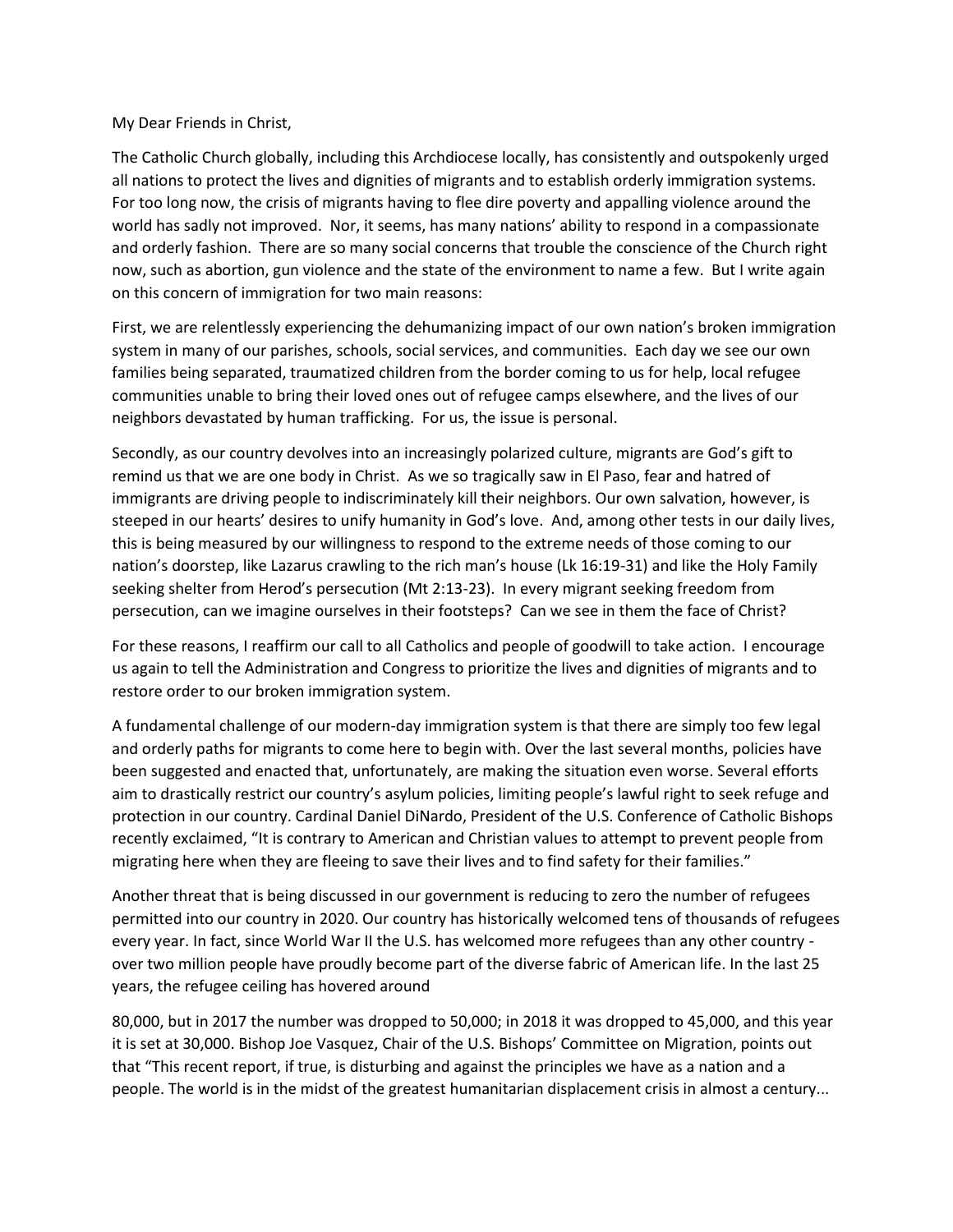My Dear Friends in Christ,

The Catholic Church globally, including this Archdiocese locally, has consistently and outspokenly urged all nations to protect the lives and dignities of migrants and to establish orderly immigration systems. For too long now, the crisis of migrants having to flee dire poverty and appalling violence around the world has sadly not improved. Nor, it seems, has many nations' ability to respond in a compassionate and orderly fashion. There are so many social concerns that trouble the conscience of the Church right now, such as abortion, gun violence and the state of the environment to name a few. But I write again on this concern of immigration for two main reasons:

First, we are relentlessly experiencing the dehumanizing impact of our own nation's broken immigration system in many of our parishes, schools, social services, and communities. Each day we see our own families being separated, traumatized children from the border coming to us for help, local refugee communities unable to bring their loved ones out of refugee camps elsewhere, and the lives of our neighbors devastated by human trafficking. For us, the issue is personal.

Secondly, as our country devolves into an increasingly polarized culture, migrants are God's gift to remind us that we are one body in Christ. As we so tragically saw in El Paso, fear and hatred of immigrants are driving people to indiscriminately kill their neighbors. Our own salvation, however, is steeped in our hearts' desires to unify humanity in God's love. And, among other tests in our daily lives, this is being measured by our willingness to respond to the extreme needs of those coming to our nation's doorstep, like Lazarus crawling to the rich man's house (Lk 16:19-31) and like the Holy Family seeking shelter from Herod's persecution (Mt 2:13-23). In every migrant seeking freedom from persecution, can we imagine ourselves in their footsteps? Can we see in them the face of Christ?

For these reasons, I reaffirm our call to all Catholics and people of goodwill to take action. I encourage us again to tell the Administration and Congress to prioritize the lives and dignities of migrants and to restore order to our broken immigration system.

A fundamental challenge of our modern-day immigration system is that there are simply too few legal and orderly paths for migrants to come here to begin with. Over the last several months, policies have been suggested and enacted that, unfortunately, are making the situation even worse. Several efforts aim to drastically restrict our country's asylum policies, limiting people's lawful right to seek refuge and protection in our country. Cardinal Daniel DiNardo, President of the U.S. Conference of Catholic Bishops recently exclaimed, "It is contrary to American and Christian values to attempt to prevent people from migrating here when they are fleeing to save their lives and to find safety for their families."

Another threat that is being discussed in our government is reducing to zero the number of refugees permitted into our country in 2020. Our country has historically welcomed tens of thousands of refugees every year. In fact, since World War II the U.S. has welcomed more refugees than any other country - over two million people have proudly become part of the diverse fabric of American life. In the last 25 years, the refugee ceiling has hovered around 80,000, but in 2017 the number was dropped to 50,000; in 2018 it was dropped to 45,000, and this year it is set at 30,000. Bishop Joe Vasquez, Chair of the U.S. Bishops' Committee on Migration, points out that "This recent report, if true, is disturbing and against the principles we have as a nation and a people. The world is in the midst of the greatest humanitarian displacement crisis in almost a century...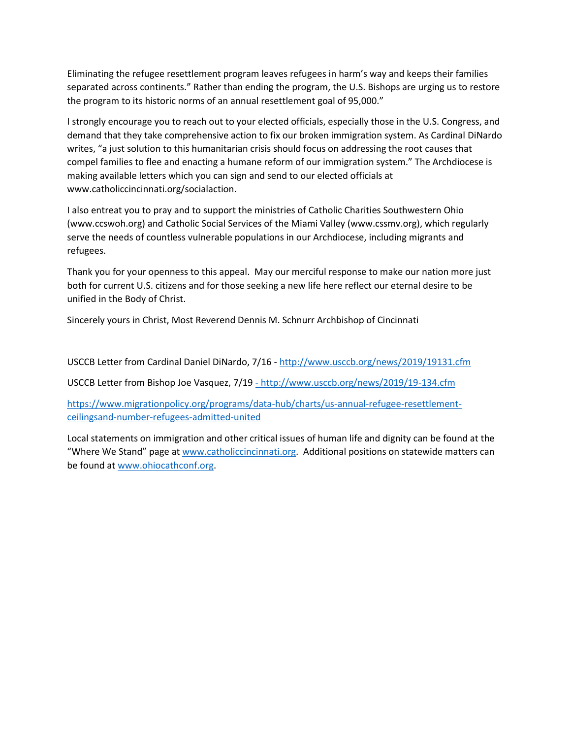Eliminating the refugee resettlement program leaves refugees in harm's way and keeps their families separated across continents." Rather than ending the program, the U.S. Bishops are urging us to restore the program to its historic norms of an annual resettlement goal of 95,000."

I strongly encourage you to reach out to your elected officials, especially those in the U.S. Congress, and demand that they take comprehensive action to fix our broken immigration system. As Cardinal DiNardo writes, "a just solution to this humanitarian crisis should focus on addressing the root causes that compel families to flee and enacting a humane reform of our immigration system." The Archdiocese is making available letters which you can sign and send to our elected officials at www.catholiccincinnati.org/socialaction.

I also entreat you to pray and to support the ministries of Catholic Charities Southwestern Ohio (www.ccswoh.org) and Catholic Social Services of the Miami Valley (www.cssmv.org), which regularly serve the needs of countless vulnerable populations in our Archdiocese, including migrants and refugees.

Thank you for your openness to this appeal. May our merciful response to make our nation more just both for current U.S. citizens and for those seeking a new life here reflect our eternal desire to be unified in the Body of Christ.

Sincerely yours in Christ, Most Reverend Dennis M. Schnurr Archbishop of Cincinnati

USCCB Letter from Cardinal Daniel DiNardo, 7/16 - http://www.usccb.org/news/2019/19131.cfm

USCCB Letter from Bishop Joe Vasquez, 7/19 - http://www.usccb.org/news/2019/19-134.cfm

https://www.migrationpolicy.org/programs/data-hub/charts/us-annual-refugee-resettlement-ceilingsand-number-refugees-admitted-united

Local statements on immigration and other critical issues of human life and dignity can be found at the "Where We Stand" page at www.catholiccincinnati.org. Additional positions on statewide matters can be found at www.ohiocathconf.org.